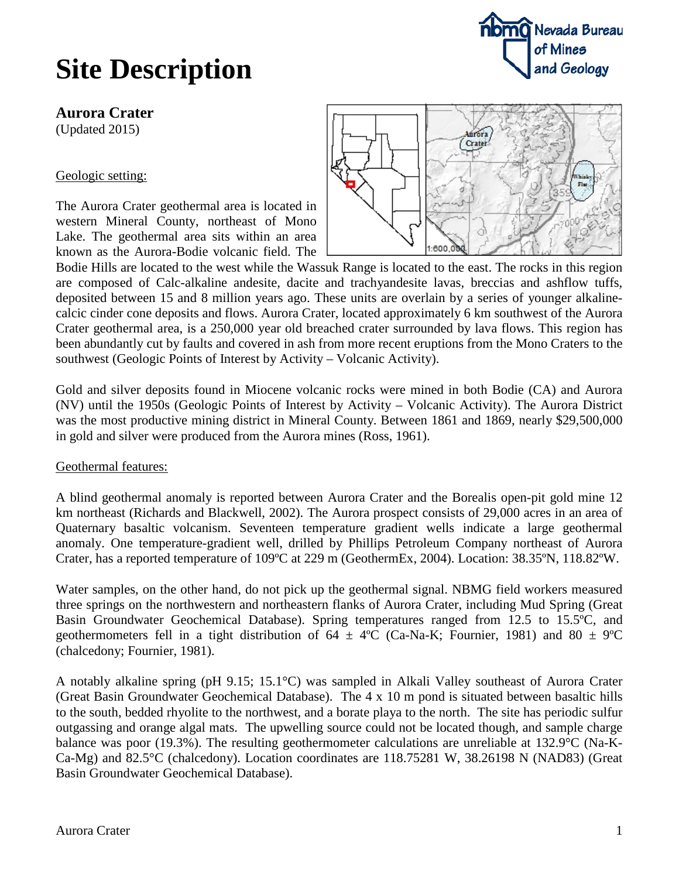# Site Description

## Aurora Crater

(Updated 2015)

Geologic setting:

The Aurora Crater geothermal area is located in western Mineral County, northeast of Mono Lake. The geothermal area sits within an area known as the Aurora-Bodie volcanic field. The Bodie Hills are located to the west while the Wassuk Range is located to the east. The rocks in this region are composed of Calc-alkaline andesite, dacite and trachyandesite lavas, breccias and ashflow tuffs, deposited between 15 and 8 million years ago. These units are overlain by a series of younger alkaline-calcic cinder cone deposits and flows. Aurora Crater, located approximately 6 km southwest of the Aurora Crater geothermal area, is a 250,000 year old breached crater surrounded by lava flows. This region has been abundantly cut by faults and covered in ash from more recent eruptions from the Mono Craters to the southwest (Geologic Points of Interest by Activity – Volcanic Activity).

Gold and silver deposits found in Miocene volcanic rocks were mined in both Bodie (CA) and Aurora (NV) until the 1950s (Geologic Points of Interest by Activity – Volcanic Activity). The Aurora District was the most productive mining district in Mineral County. Between 1861 and 1869, nearly $29,500,000 in gold and silver were produced from the Aurora mines (Ross, 1961).

Geothermal features:

A blind geothermal anomaly is reported between Aurora Crater and the Borealis open-pit gold mine 12 km northeast (Richards and Blackwell, 2002). The Aurora prospect consists of 29,000 acres in an area of Quaternary basaltic volcanism. Seventeen temperature gradient wells indicate a large geothermal anomaly. One temperature-gradient well, drilled by Phillips Petroleum Company northeast of Aurora Crater, has a reported temperature of 109ºC at 229 m (GeothermEx, 2004). Location: 38.35ºN, 118.82ºW.

Water samples, on the other hand, do not pick up the geothermal signal. NBMG field workers measured three springs on the northwestern and northeastern flanks of Aurora Crater, including Mud Spring (Great Basin Groundwater Geochemical Database). Spring temperatures ranged from 12.5 to 15.5ºC, and geothermometers fell in a tight distribution of 64 ± 4ºC (Ca-Na-K; Fournier, 1981) and 80 ± 9ºC (chalcedony; Fournier, 1981).

A notably alkaline spring (pH 9.15; 15.1°C) was sampled in Alkali Valley southeast of Aurora Crater (Great Basin Groundwater Geochemical Database). The 4 x 10 m pond is situated between basaltic hills to the south, bedded rhyolite to the northwest, and a borate playa to the north. The site has periodic sulfur outgassing and orange algal mats. The upwelling source could not be located though, and sample charge balance was poor (19.3%). The resulting geothermometer calculations are unreliable at 132.9°C (Na-K-Ca-Mg) and 82.5°C (chalcedony). Location coordinates are 118.75281 W, 38.26198 N (NAD83) (Great Basin Groundwater Geochemical Database).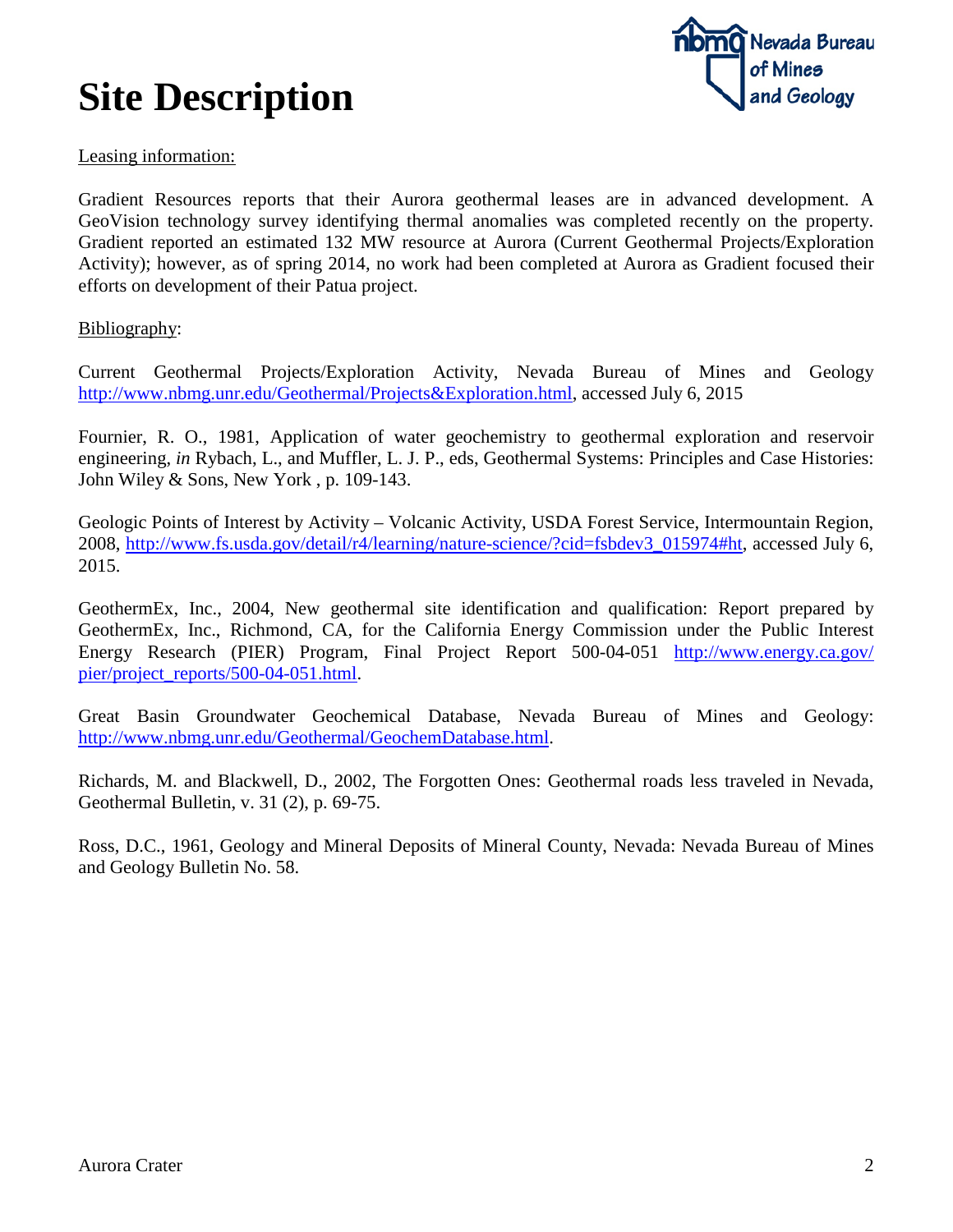# Site Description

Leasing information:

Gradient Resources reports that their Aurora geothermal leases are in advanced development. A GeoVision technology survey identifying thermal anomalies was completed recently on the property. Gradient reported an estimated 132 MW resource at Aurora (Current Geothermal Projects/Exploration Activity); however, as of spring 2014, no work had been completed at Aurora as Gradient focused their efforts on development of their Patua project.

Bibliography:

Current Geothermal Projects/Exploration Activity, Nevada Bureau of Mines and Geology http://www.nbmg.unr.edu/Geothermal/Projects&Exploration.html, accessed July 6, 2015

Fournier, R. O., 1981, Application of water geochemistry to geothermal exploration and reservoir engineering, *in* Rybach, L., and Muffler, L. J. P., eds, Geothermal Systems: Principles and Case Histories: John Wiley & Sons, New York , p. 109-143.

Geologic Points of Interest by Activity – Volcanic Activity, USDA Forest Service, Intermountain Region, 2008, http://www.fs.usda.gov/detail/r4/learning/nature-science/?cid=fsbdev3_015974#ht, accessed July 6, 2015.

GeothermEx, Inc., 2004, New geothermal site identification and qualification: Report prepared by GeothermEx, Inc., Richmond, CA, for the California Energy Commission under the Public Interest Energy Research (PIER) Program, Final Project Report 500-04-051 http://www.energy.ca.gov/pier/project_reports/500-04-051.html.

Great Basin Groundwater Geochemical Database, Nevada Bureau of Mines and Geology: http://www.nbmg.unr.edu/Geothermal/GeochemDatabase.html.

Richards, M. and Blackwell, D., 2002, The Forgotten Ones: Geothermal roads less traveled in Nevada, Geothermal Bulletin, v. 31 (2), p. 69-75.

Ross, D.C., 1961, Geology and Mineral Deposits of Mineral County, Nevada: Nevada Bureau of Mines and Geology Bulletin No. 58.